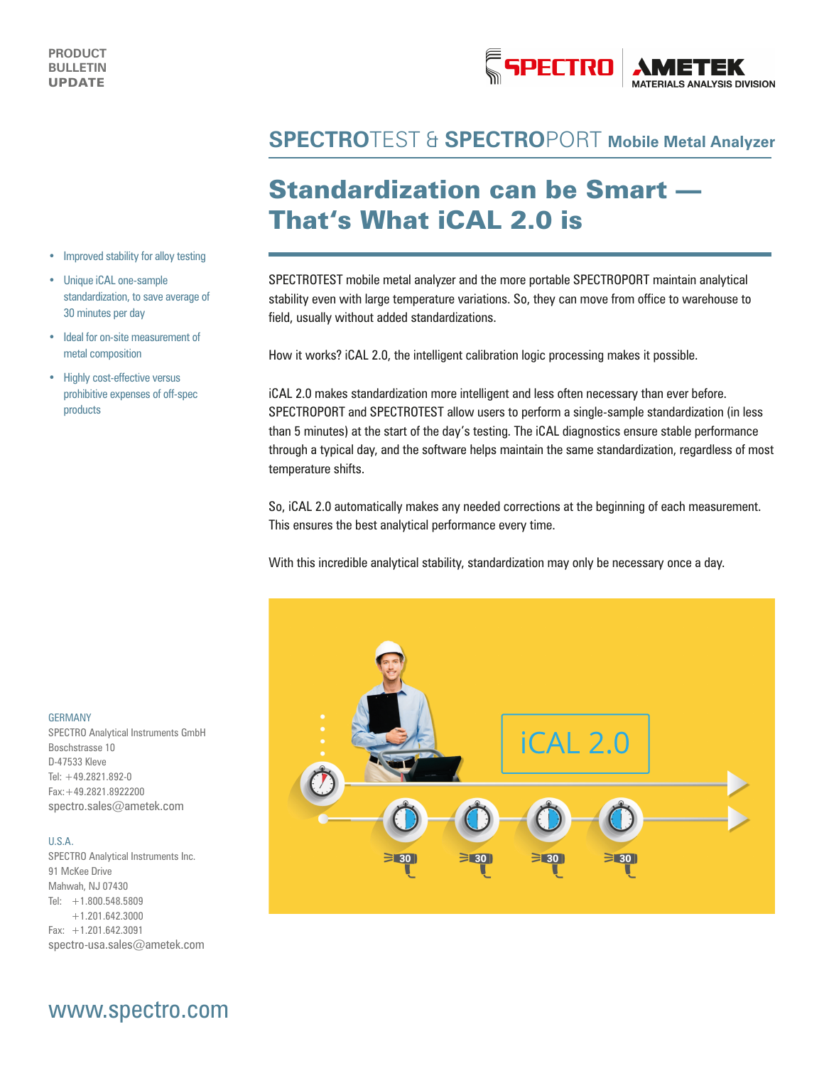PRODUCT BULLETIN UPDATE

SPECTRO | AMETEK MATERIALS ANALYSIS DIVISION

## SPECTROTEST & SPECTROPORT Mobile Metal Analyzer

# Standardization can be Smart — That's What iCAL 2.0 is

- Improved stability for alloy testing
- Unique iCAL one-sample standardization, to save average of 30 minutes per day
- Ideal for on-site measurement of metal composition
- Highly cost-effective versus prohibitive expenses of off-spec products

SPECTROTEST mobile metal analyzer and the more portable SPECTROPORT maintain analytical stability even with large temperature variations. So, they can move from office to warehouse to field, usually without added standardizations.

How it works? iCAL 2.0, the intelligent calibration logic processing makes it possible.

iCAL 2.0 makes standardization more intelligent and less often necessary than ever before. SPECTROPORT and SPECTROTEST allow users to perform a single-sample standardization (in less than 5 minutes) at the start of the day's testing. The iCAL diagnostics ensure stable performance through a typical day, and the software helps maintain the same standardization, regardless of most temperature shifts.

So, iCAL 2.0 automatically makes any needed corrections at the beginning of each measurement. This ensures the best analytical performance every time.

With this incredible analytical stability, standardization may only be necessary once a day.

GERMANY
SPECTRO Analytical Instruments GmbH
Boschstrasse 10
D-47533 Kleve
Tel: +49.2821.892-0
Fax: +49.2821.8922200
spectro.sales@ametek.com

U.S.A.
SPECTRO Analytical Instruments Inc.
91 McKee Drive
Mahwah, NJ 07430
Tel: +1.800.548.5809
+1.201.642.3000
Fax: +1.201.642.3091
spectro-usa.sales@ametek.com

www.spectro.com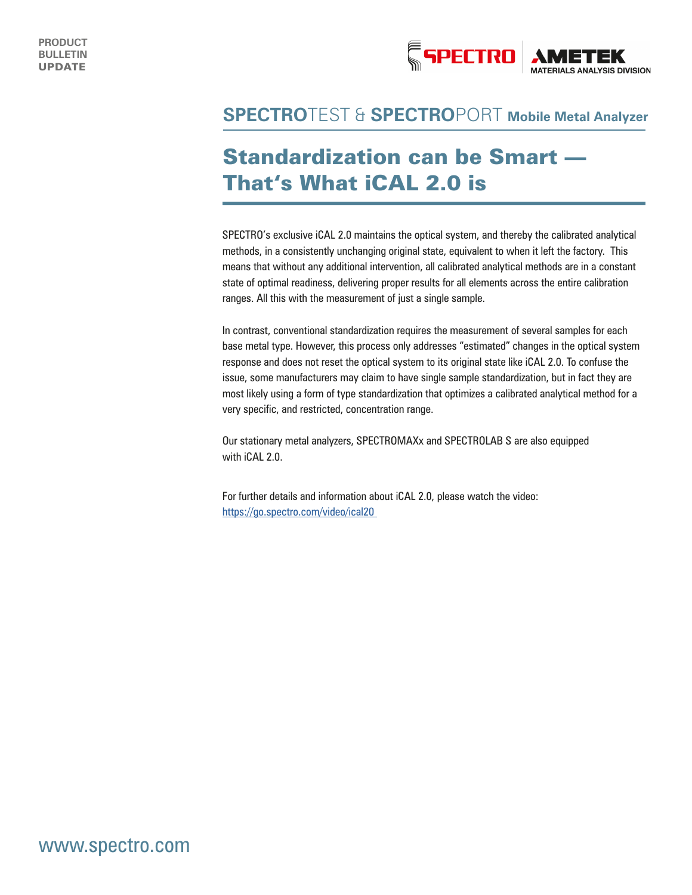PRODUCT BULLETIN UPDATE

## SPECTROTEST & SPECTROPORT Mobile Metal Analyzer

# Standardization can be Smart — That's What iCAL 2.0 is

SPECTRO's exclusive iCAL 2.0 maintains the optical system, and thereby the calibrated analytical methods, in a consistently unchanging original state, equivalent to when it left the factory. This means that without any additional intervention, all calibrated analytical methods are in a constant state of optimal readiness, delivering proper results for all elements across the entire calibration ranges. All this with the measurement of just a single sample.

In contrast, conventional standardization requires the measurement of several samples for each base metal type. However, this process only addresses "estimated" changes in the optical system response and does not reset the optical system to its original state like iCAL 2.0. To confuse the issue, some manufacturers may claim to have single sample standardization, but in fact they are most likely using a form of type standardization that optimizes a calibrated analytical method for a very specific, and restricted, concentration range.

Our stationary metal analyzers, SPECTROMAXx and SPECTROLAB S are also equipped with iCAL 2.0.

For further details and information about iCAL 2.0, please watch the video:
https://go.spectro.com/video/ical20

www.spectro.com